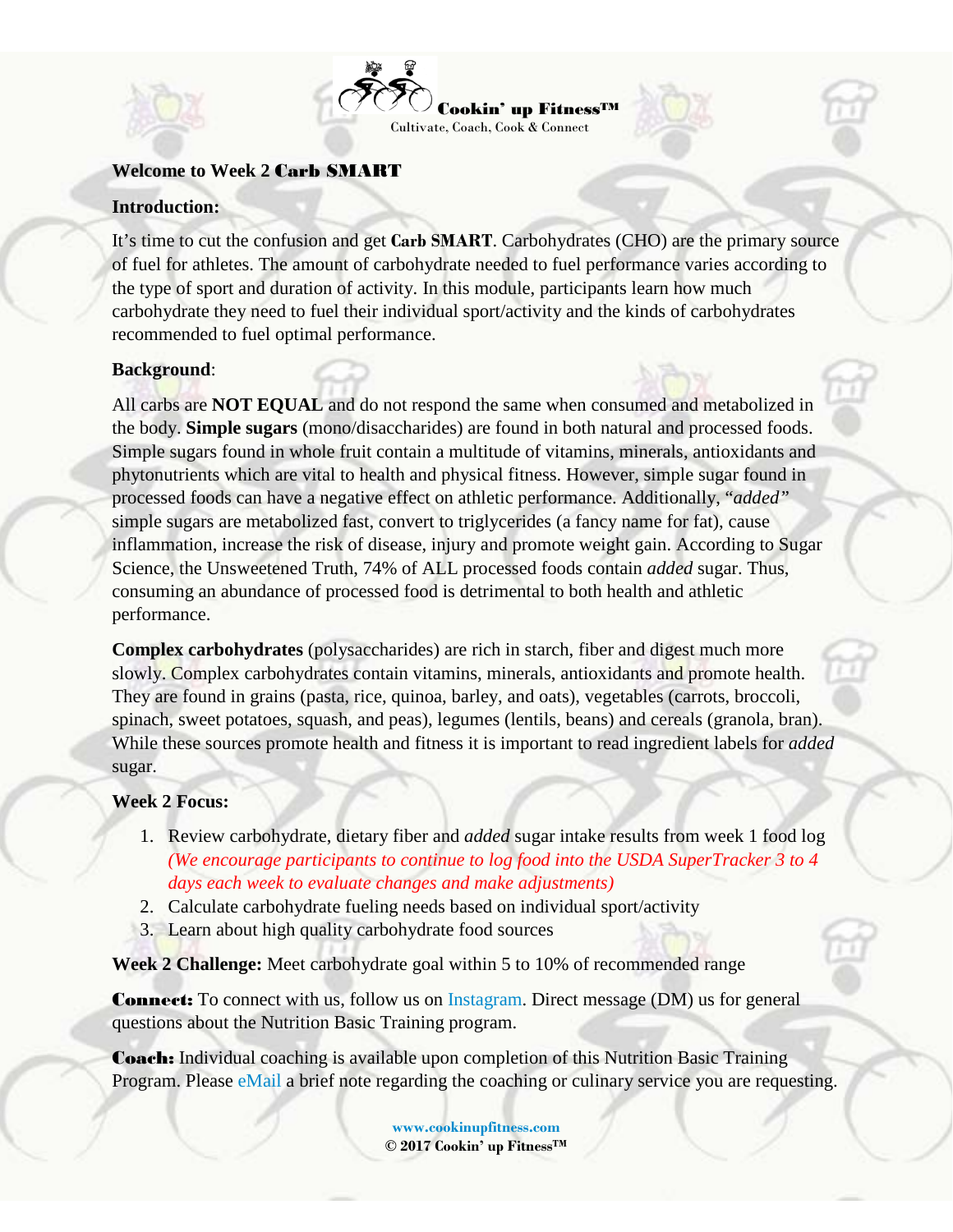**Cookin' up Fitness™**
Cultivate, Coach, Cook & Connect

## Welcome to Week 2 Carb SMART

### Introduction:

It's time to cut the confusion and get **Carb SMART**. Carbohydrates (CHO) are the primary source of fuel for athletes. The amount of carbohydrate needed to fuel performance varies according to the type of sport and duration of activity. In this module, participants learn how much carbohydrate they need to fuel their individual sport/activity and the kinds of carbohydrates recommended to fuel optimal performance.

### Background:

All carbs are **NOT EQUAL** and do not respond the same when consumed and metabolized in the body. **Simple sugars** (mono/disaccharides) are found in both natural and processed foods. Simple sugars found in whole fruit contain a multitude of vitamins, minerals, antioxidants and phytonutrients which are vital to health and physical fitness. However, simple sugar found in processed foods can have a negative effect on athletic performance. Additionally, "*added"* simple sugars are metabolized fast, convert to triglycerides (a fancy name for fat), cause inflammation, increase the risk of disease, injury and promote weight gain. According to Sugar Science, the Unsweetened Truth, 74% of ALL processed foods contain *added* sugar. Thus, consuming an abundance of processed food is detrimental to both health and athletic performance.

**Complex carbohydrates** (polysaccharides) are rich in starch, fiber and digest much more slowly. Complex carbohydrates contain vitamins, minerals, antioxidants and promote health. They are found in grains (pasta, rice, quinoa, barley, and oats), vegetables (carrots, broccoli, spinach, sweet potatoes, squash, and peas), legumes (lentils, beans) and cereals (granola, bran). While these sources promote health and fitness it is important to read ingredient labels for *added* sugar.

### Week 2 Focus:

1. Review carbohydrate, dietary fiber and *added* sugar intake results from week 1 food log *(We encourage participants to continue to log food into the USDA SuperTracker 3 to 4 days each week to evaluate changes and make adjustments)*
2. Calculate carbohydrate fueling needs based on individual sport/activity
3. Learn about high quality carbohydrate food sources

**Week 2 Challenge:** Meet carbohydrate goal within 5 to 10% of recommended range

**Connect:** To connect with us, follow us on Instagram. Direct message (DM) us for general questions about the Nutrition Basic Training program.

**Coach:** Individual coaching is available upon completion of this Nutrition Basic Training Program. Please eMail a brief note regarding the coaching or culinary service you are requesting.

www.cookinupfitness.com
© 2017 Cookin' up Fitness™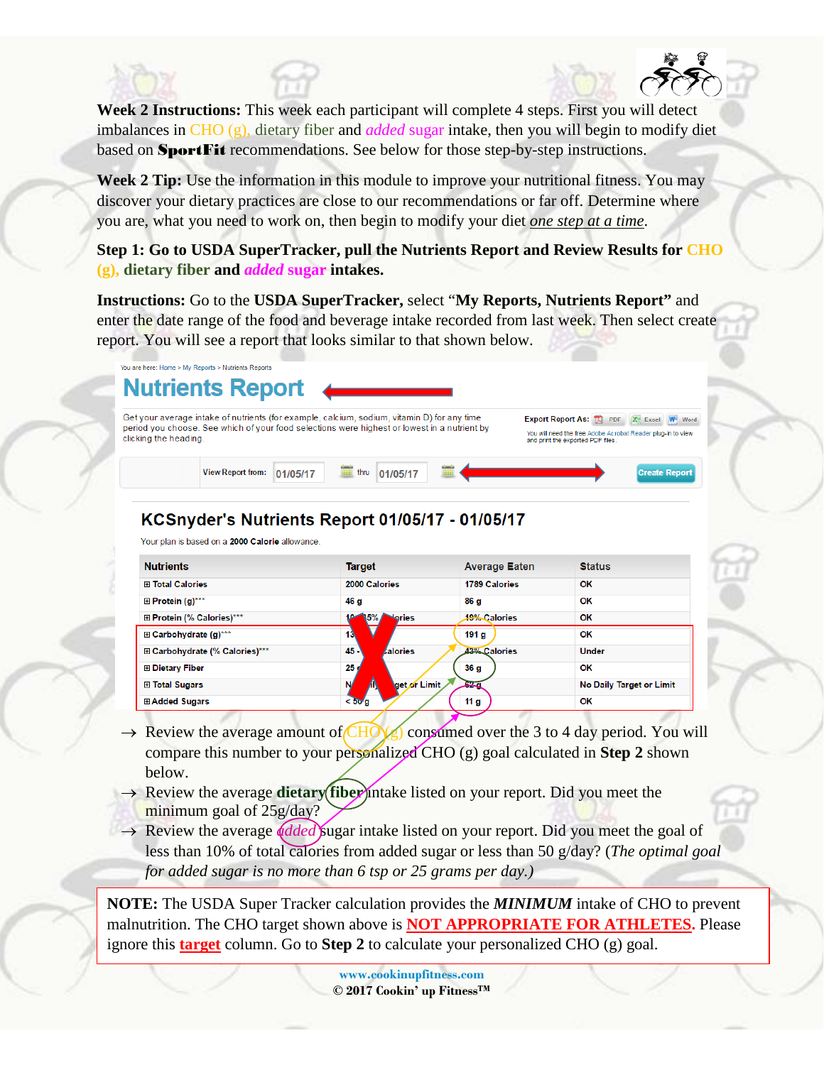**Week 2 Instructions:** This week each participant will complete 4 steps. First you will detect imbalances in CHO (g), dietary fiber and *added* sugar intake, then you will begin to modify diet based on **SportFit** recommendations. See below for those step-by-step instructions.

**Week 2 Tip:** Use the information in this module to improve your nutritional fitness. You may discover your dietary practices are close to our recommendations or far off. Determine where you are, what you need to work on, then begin to modify your diet *one step at a time*.

**Step 1: Go to USDA SuperTracker, pull the Nutrients Report and Review Results for CHO (g), dietary fiber and *added* sugar intakes.**

**Instructions:** Go to the **USDA SuperTracker,** select "**My Reports, Nutrients Report"** and enter the date range of the food and beverage intake recorded from last week. Then select create report. You will see a report that looks similar to that shown below.

You are here: Home > My Reports > Nutrients Reports

## Nutrients Report

Get your average intake of nutrients (for example, calcium, sodium, vitamin D) for any time period you choose. See which of your food selections were highest or lowest in a nutrient by clicking the heading.

Export Report As: PDF Excel Word

You will need the free Adobe Acrobat Reader plug-in to view and print the exported PDF files.

View Report from: 01/05/17 thru 01/05/17 Create Report

### KCSnyder's Nutrients Report 01/05/17 - 01/05/17

Your plan is based on a **2000 Calorie** allowance.

| Nutrients | Target | Average Eaten | Status |
|---|---|---|---|
| ⊞ Total Calories | 2000 Calories | 1789 Calories | OK |
| ⊞ Protein (g)*** | 46 g | 86 g | OK |
| ⊞ Protein (% Calories)*** | 10 - 35% Calories | 19% Calories | OK |
| ⊞ Carbohydrate (g)*** | 13 | 191 g | OK |
| ⊞ Carbohydrate (% Calories)*** | 45 - Calories | 43% Calories | Under |
| ⊞ Dietary Fiber | 25 | 36 g | OK |
| ⊞ Total Sugars | No Daily Target or Limit | 62 g | No Daily Target or Limit |
| ⊞ Added Sugars | < 50 g | 11 g | OK |

→ Review the average amount of CHO (g) consumed over the 3 to 4 day period. You will compare this number to your personalized CHO (g) goal calculated in **Step 2** shown below.

→ Review the average **dietary fiber** intake listed on your report. Did you meet the minimum goal of 25g/day?

→ Review the average *added* sugar intake listed on your report. Did you meet the goal of less than 10% of total calories from added sugar or less than 50 g/day? (*The optimal goal for added sugar is no more than 6 tsp or 25 grams per day.*)

**NOTE:** The USDA Super Tracker calculation provides the ***MINIMUM*** intake of CHO to prevent malnutrition. The CHO target shown above is NOT APPROPRIATE FOR ATHLETES. Please ignore this **target** column. Go to **Step 2** to calculate your personalized CHO (g) goal.

**www.cookinupfitness.com**
**© 2017 Cookin' up Fitness™**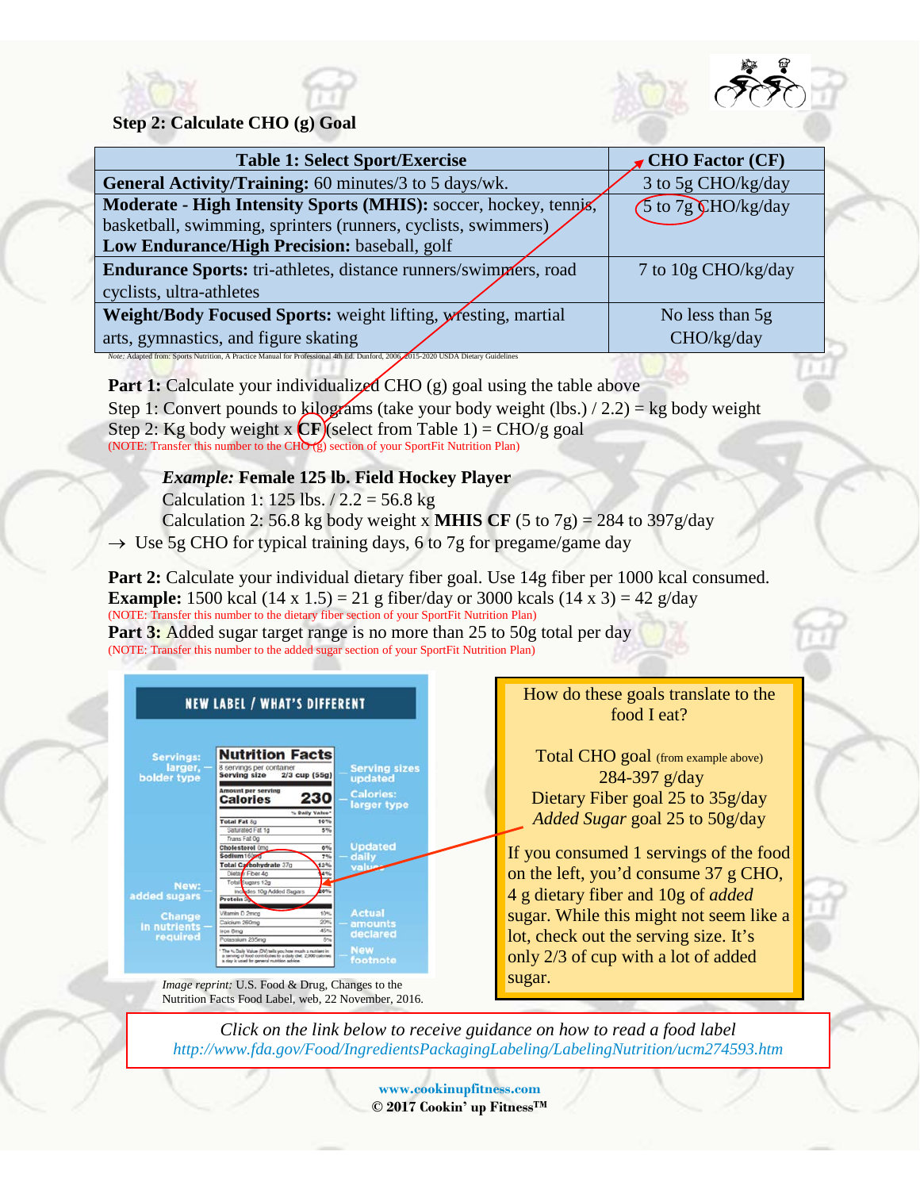## Step 2: Calculate CHO (g) Goal

| Table 1: Select Sport/Exercise | CHO Factor (CF) |
|---|---|
| **General Activity/Training:** 60 minutes/3 to 5 days/wk. | 3 to 5g CHO/kg/day |
| **Moderate - High Intensity Sports (MHIS):** soccer, hockey, tennis, basketball, swimming, sprinters (runners, cyclists, swimmers) **Low Endurance/High Precision:** baseball, golf | 5 to 7g CHO/kg/day |
| **Endurance Sports:** tri-athletes, distance runners/swimmers, road cyclists, ultra-athletes | 7 to 10g CHO/kg/day |
| **Weight/Body Focused Sports:** weight lifting, wresting, martial arts, gymnastics, and figure skating | No less than 5g CHO/kg/day |

*Note:* Adapted from: Sports Nutrition, A Practice Manual for Professional 4th Ed. Dunford, 2006, 2015-2020 USDA Dietary Guidelines

**Part 1:** Calculate your individualized CHO (g) goal using the table above
Step 1: Convert pounds to kilograms (take your body weight (lbs.) / 2.2) = kg body weight
Step 2: Kg body weight x **CF** (select from Table 1) = CHO/g goal
(NOTE: Transfer this number to the CHO (g) section of your SportFit Nutrition Plan)

> ***Example:*** **Female 125 lb. Field Hockey Player**
> Calculation 1: 125 lbs. / 2.2 = 56.8 kg
> Calculation 2: 56.8 kg body weight x **MHIS CF** (5 to 7g) = 284 to 397g/day

→ Use 5g CHO for typical training days, 6 to 7g for pregame/game day

**Part 2:** Calculate your individual dietary fiber goal. Use 14g fiber per 1000 kcal consumed.
**Example:** 1500 kcal (14 x 1.5) = 21 g fiber/day or 3000 kcals (14 x 3) = 42 g/day
(NOTE: Transfer this number to the dietary fiber section of your SportFit Nutrition Plan)
**Part 3:** Added sugar target range is no more than 25 to 50g total per day
(NOTE: Transfer this number to the added sugar section of your SportFit Nutrition Plan)

*Image reprint:* U.S. Food & Drug, Changes to the Nutrition Facts Food Label, web, 22 November, 2016.

How do these goals translate to the food I eat?

Total CHO goal (from example above)
284-397 g/day
Dietary Fiber goal 25 to 35g/day
*Added Sugar* goal 25 to 50g/day

If you consumed 1 servings of the food on the left, you'd consume 37 g CHO, 4 g dietary fiber and 10g of *added* sugar. While this might not seem like a lot, check out the serving size. It's only 2/3 of cup with a lot of added sugar.

*Click on the link below to receive guidance on how to read a food label*
*http://www.fda.gov/Food/IngredientsPackagingLabeling/LabelingNutrition/ucm274593.htm*

**www.cookinupfitness.com**
**© 2017 Cookin' up Fitness™**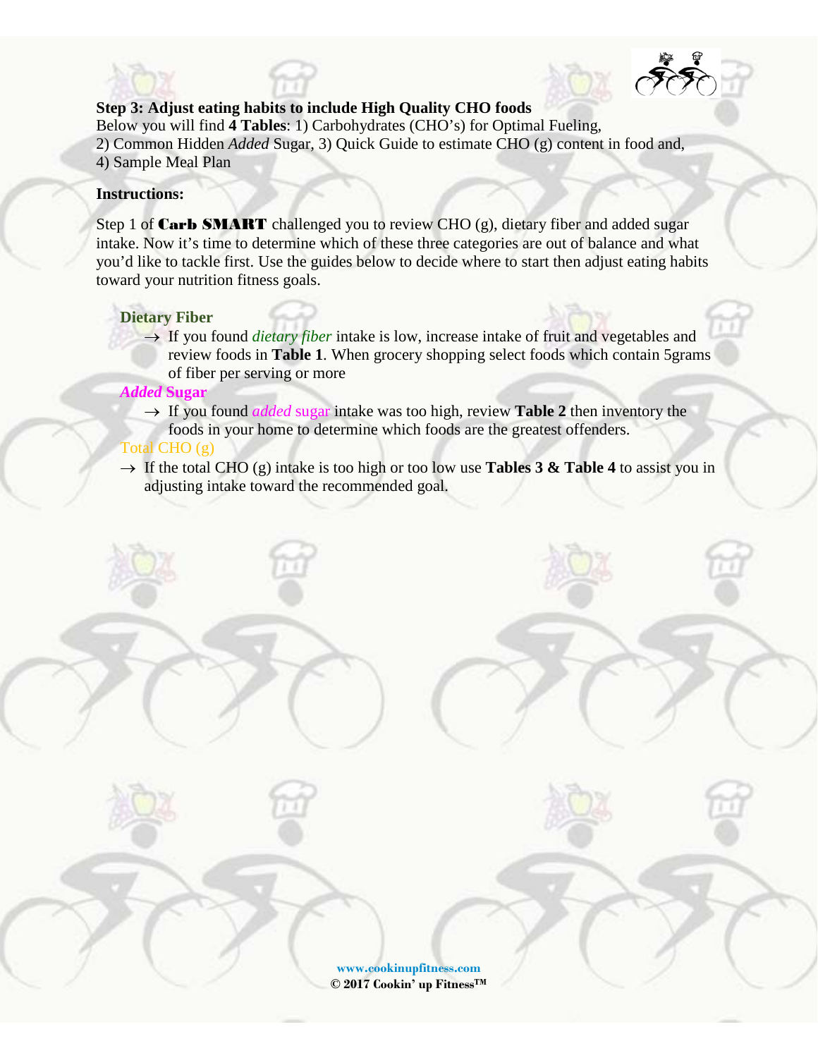**Step 3: Adjust eating habits to include High Quality CHO foods**

Below you will find **4 Tables**: 1) Carbohydrates (CHO's) for Optimal Fueling,
2) Common Hidden *Added* Sugar, 3) Quick Guide to estimate CHO (g) content in food and,
4) Sample Meal Plan

**Instructions:**

Step 1 of **Carb SMART** challenged you to review CHO (g), dietary fiber and added sugar intake. Now it's time to determine which of these three categories are out of balance and what you'd like to tackle first. Use the guides below to decide where to start then adjust eating habits toward your nutrition fitness goals.

**Dietary Fiber**

→ If you found *dietary fiber* intake is low, increase intake of fruit and vegetables and review foods in **Table 1**. When grocery shopping select foods which contain 5grams of fiber per serving or more

***Added* Sugar**

→ If you found *added* sugar intake was too high, review **Table 2** then inventory the foods in your home to determine which foods are the greatest offenders.

Total CHO (g)

→ If the total CHO (g) intake is too high or too low use **Tables 3 & Table 4** to assist you in adjusting intake toward the recommended goal.

**www.cookinupfitness.com**
**© 2017 Cookin' up Fitness™**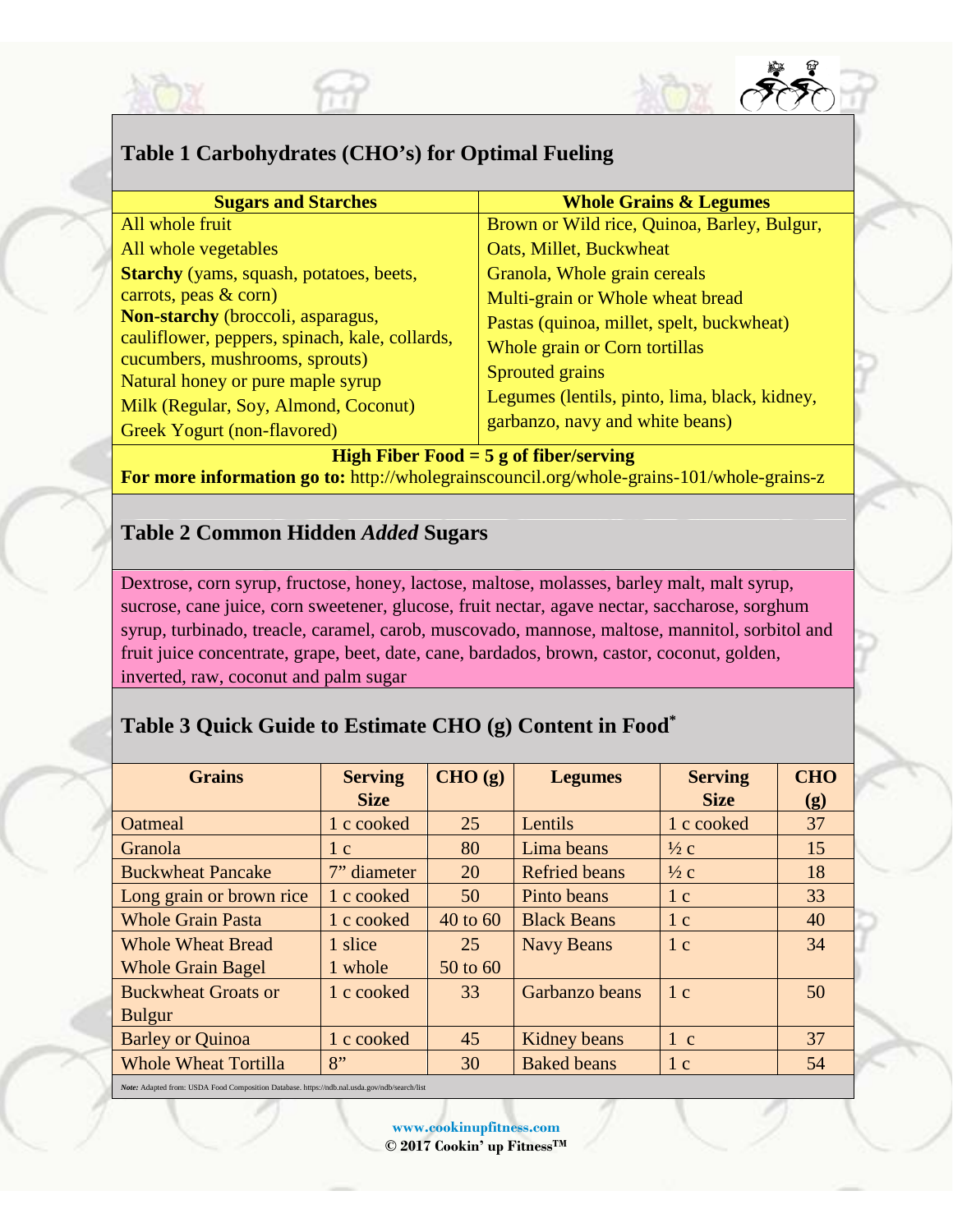## Table 1 Carbohydrates (CHO's) for Optimal Fueling

| Sugars and Starches | Whole Grains & Legumes |
|---|---|
| All whole fruit<br>All whole vegetables<br>**Starchy** (yams, squash, potatoes, beets, carrots, peas & corn)<br>**Non-starchy** (broccoli, asparagus, cauliflower, peppers, spinach, kale, collards, cucumbers, mushrooms, sprouts)<br>Natural honey or pure maple syrup<br>Milk (Regular, Soy, Almond, Coconut)<br>Greek Yogurt (non-flavored) | Brown or Wild rice, Quinoa, Barley, Bulgur, Oats, Millet, Buckwheat<br>Granola, Whole grain cereals<br>Multi-grain or Whole wheat bread<br>Pastas (quinoa, millet, spelt, buckwheat)<br>Whole grain or Corn tortillas<br>Sprouted grains<br>Legumes (lentils, pinto, lima, black, kidney, garbanzo, navy and white beans) |

**High Fiber Food = 5 g of fiber/serving**

**For more information go to:** http://wholegrainscouncil.org/whole-grains-101/whole-grains-z

## Table 2 Common Hidden *Added* Sugars

Dextrose, corn syrup, fructose, honey, lactose, maltose, molasses, barley malt, malt syrup, sucrose, cane juice, corn sweetener, glucose, fruit nectar, agave nectar, saccharose, sorghum syrup, turbinado, treacle, caramel, carob, muscovado, mannose, maltose, mannitol, sorbitol and fruit juice concentrate, grape, beet, date, cane, bardados, brown, castor, coconut, golden, inverted, raw, coconut and palm sugar

## Table 3 Quick Guide to Estimate CHO (g) Content in Food*

| Grains | Serving Size | CHO (g) | Legumes | Serving Size | CHO (g) |
|---|---|---|---|---|---|
| Oatmeal | 1 c cooked | 25 | Lentils | 1 c cooked | 37 |
| Granola | 1 c | 80 | Lima beans | ½ c | 15 |
| Buckwheat Pancake | 7" diameter | 20 | Refried beans | ½ c | 18 |
| Long grain or brown rice | 1 c cooked | 50 | Pinto beans | 1 c | 33 |
| Whole Grain Pasta | 1 c cooked | 40 to 60 | Black Beans | 1 c | 40 |
| Whole Wheat Bread<br>Whole Grain Bagel | 1 slice<br>1 whole | 25<br>50 to 60 | Navy Beans | 1 c | 34 |
| Buckwheat Groats or Bulgur | 1 c cooked | 33 | Garbanzo beans | 1 c | 50 |
| Barley or Quinoa | 1 c cooked | 45 | Kidney beans | 1 c | 37 |
| Whole Wheat Tortilla | 8" | 30 | Baked beans | 1 c | 54 |

*Note:* Adapted from: USDA Food Composition Database. https://ndb.nal.usda.gov/ndb/search/list

www.cookinupfitness.com
© 2017 Cookin' up Fitness™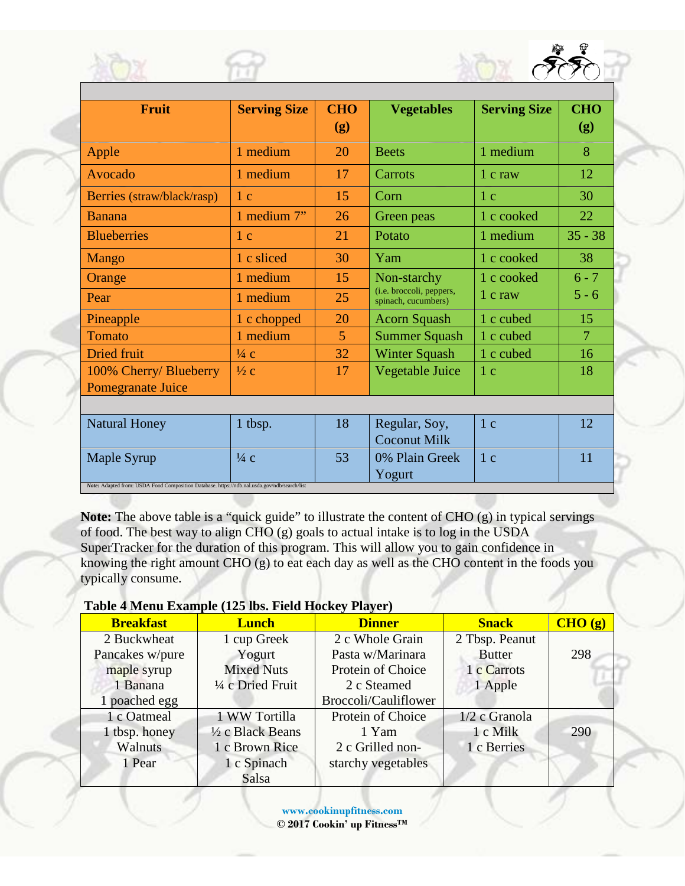| Fruit | Serving Size | CHO (g) | Vegetables | Serving Size | CHO (g) |
|---|---|---|---|---|---|
| Apple | 1 medium | 20 | Beets | 1 medium | 8 |
| Avocado | 1 medium | 17 | Carrots | 1 c raw | 12 |
| Berries (straw/black/rasp) | 1 c | 15 | Corn | 1 c | 30 |
| Banana | 1 medium 7" | 26 | Green peas | 1 c cooked | 22 |
| Blueberries | 1 c | 21 | Potato | 1 medium | 35 - 38 |
| Mango | 1 c sliced | 30 | Yam | 1 c cooked | 38 |
| Orange | 1 medium | 15 | Non-starchy (i.e. broccoli, peppers, spinach, cucumbers) | 1 c cooked | 6 - 7 |
| Pear | 1 medium | 25 | | 1 c raw | 5 - 6 |
| Pineapple | 1 c chopped | 20 | Acorn Squash | 1 c cubed | 15 |
| Tomato | 1 medium | 5 | Summer Squash | 1 c cubed | 7 |
| Dried fruit | ¼ c | 32 | Winter Squash | 1 c cubed | 16 |
| 100% Cherry/ Blueberry Pomegranate Juice | ½ c | 17 | Vegetable Juice | 1 c | 18 |
| | | | | | |
| Natural Honey | 1 tbsp. | 18 | Regular, Soy, Coconut Milk | 1 c | 12 |
| Maple Syrup | ¼ c | 53 | 0% Plain Greek Yogurt | 1 c | 11 |

*Note:* Adapted from: USDA Food Composition Database. https://ndb.nal.usda.gov/ndb/search/list

**Note:** The above table is a "quick guide" to illustrate the content of CHO (g) in typical servings of food. The best way to align CHO (g) goals to actual intake is to log in the USDA SuperTracker for the duration of this program. This will allow you to gain confidence in knowing the right amount CHO (g) to eat each day as well as the CHO content in the foods you typically consume.

**Table 4 Menu Example (125 lbs. Field Hockey Player)**

| Breakfast | Lunch | Dinner | Snack | CHO (g) |
|---|---|---|---|---|
| 2 Buckwheat Pancakes w/pure maple syrup<br>1 Banana<br>1 poached egg | 1 cup Greek Yogurt<br>Mixed Nuts<br>¼ c Dried Fruit | 2 c Whole Grain Pasta w/Marinara<br>Protein of Choice<br>2 c Steamed Broccoli/Cauliflower | 2 Tbsp. Peanut Butter<br>1 c Carrots<br>1 Apple | 298 |
| 1 c Oatmeal<br>1 tbsp. honey<br>Walnuts<br>1 Pear | 1 WW Tortilla<br>½ c Black Beans<br>1 c Brown Rice<br>1 c Spinach<br>Salsa | Protein of Choice<br>1 Yam<br>2 c Grilled non-starchy vegetables | 1/2 c Granola<br>1 c Milk<br>1 c Berries | 290 |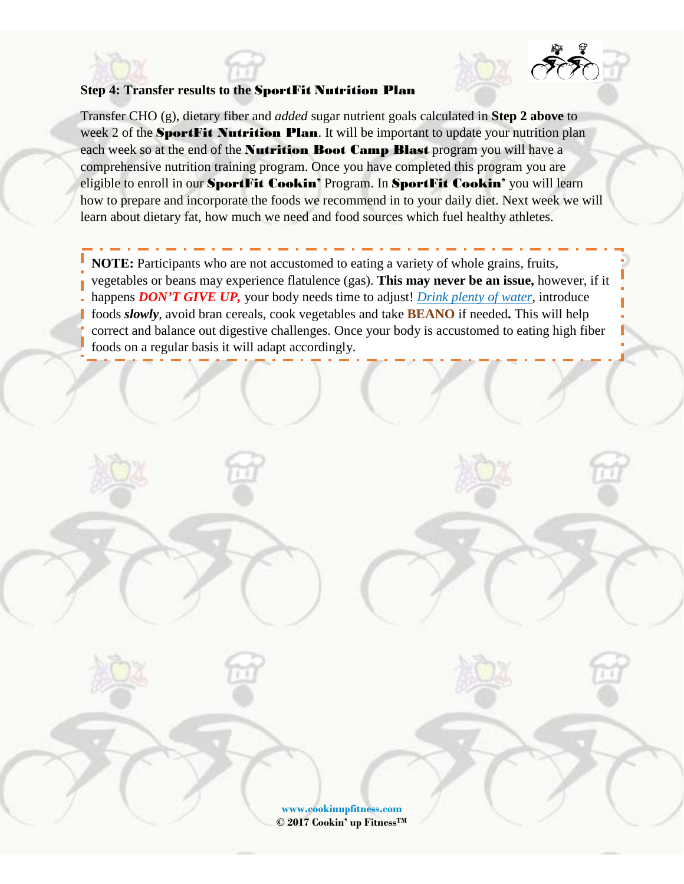### Step 4: Transfer results to the **SportFit Nutrition Plan**

Transfer CHO (g), dietary fiber and *added* sugar nutrient goals calculated in **Step 2 above** to week 2 of the **SportFit Nutrition Plan**. It will be important to update your nutrition plan each week so at the end of the **Nutrition Boot Camp Blast** program you will have a comprehensive nutrition training program. Once you have completed this program you are eligible to enroll in our **SportFit Cookin'** Program. In **SportFit Cookin'** you will learn how to prepare and incorporate the foods we recommend in to your daily diet. Next week we will learn about dietary fat, how much we need and food sources which fuel healthy athletes.

> **NOTE:** Participants who are not accustomed to eating a variety of whole grains, fruits, vegetables or beans may experience flatulence (gas). **This may never be an issue,** however, if it happens ***DON'T GIVE UP,*** your body needs time to adjust! *Drink plenty of water*, introduce foods ***slowly***, avoid bran cereals, cook vegetables and take **BEANO** if needed**.** This will help correct and balance out digestive challenges. Once your body is accustomed to eating high fiber foods on a regular basis it will adapt accordingly.

**www.cookinupfitness.com**
**© 2017 Cookin' up Fitness™**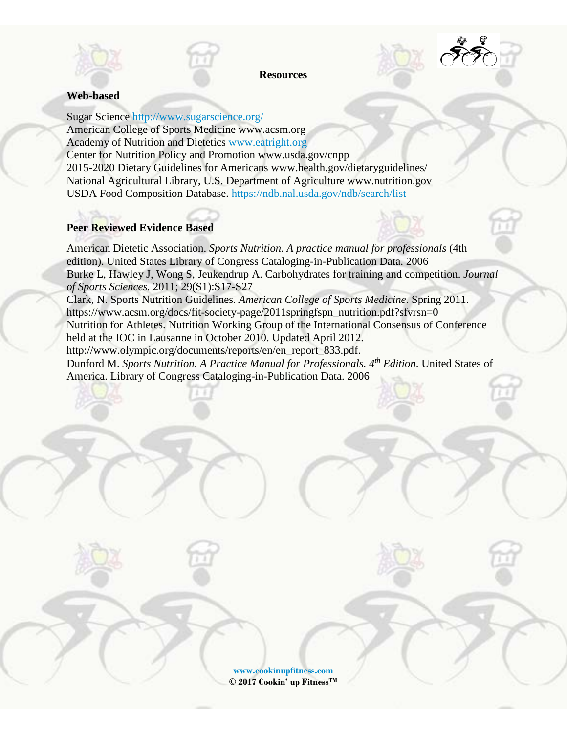## Resources

### Web-based

Sugar Science http://www.sugarscience.org/  
American College of Sports Medicine www.acsm.org  
Academy of Nutrition and Dietetics www.eatright.org  
Center for Nutrition Policy and Promotion www.usda.gov/cnpp  
2015-2020 Dietary Guidelines for Americans www.health.gov/dietaryguidelines/  
National Agricultural Library, U.S. Department of Agriculture www.nutrition.gov  
USDA Food Composition Database. https://ndb.nal.usda.gov/ndb/search/list

### Peer Reviewed Evidence Based

American Dietetic Association. *Sports Nutrition. A practice manual for professionals* (4th edition). United States Library of Congress Cataloging-in-Publication Data. 2006  
Burke L, Hawley J, Wong S, Jeukendrup A. Carbohydrates for training and competition. *Journal of Sports Sciences*. 2011; 29(S1):S17-S27  
Clark, N. Sports Nutrition Guidelines. *American College of Sports Medicine*. Spring 2011. https://www.acsm.org/docs/fit-society-page/2011springfspn_nutrition.pdf?sfvrsn=0  
Nutrition for Athletes. Nutrition Working Group of the International Consensus of Conference held at the IOC in Lausanne in October 2010. Updated April 2012. http://www.olympic.org/documents/reports/en/en_report_833.pdf.  
Dunford M. *Sports Nutrition. A Practice Manual for Professionals. 4th Edition*. United States of America. Library of Congress Cataloging-in-Publication Data. 2006

www.cookinupfitness.com  
© 2017 Cookin' up Fitness™